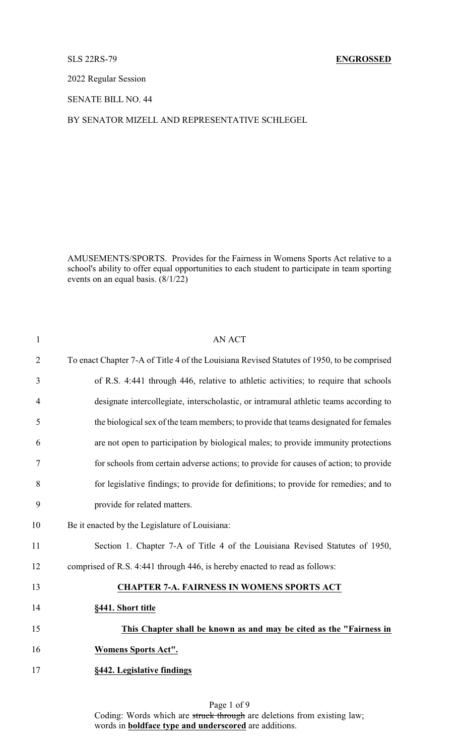SLS 22RS-79 **ENGROSSED**

2022 Regular Session

SENATE BILL NO. 44

BY SENATOR MIZELL AND REPRESENTATIVE SCHLEGEL

AMUSEMENTS/SPORTS. Provides for the Fairness in Womens Sports Act relative to a school's ability to offer equal opportunities to each student to participate in team sporting events on an equal basis. (8/1/22)

AN ACT

To enact Chapter 7-A of Title 4 of the Louisiana Revised Statutes of 1950, to be comprised of R.S. 4:441 through 446, relative to athletic activities; to require that schools designate intercollegiate, interscholastic, or intramural athletic teams according to the biological sex of the team members; to provide that teams designated for females are not open to participation by biological males; to provide immunity protections for schools from certain adverse actions; to provide for causes of action; to provide for legislative findings; to provide for definitions; to provide for remedies; and to provide for related matters.

Be it enacted by the Legislature of Louisiana:

Section 1. Chapter 7-A of Title 4 of the Louisiana Revised Statutes of 1950, comprised of R.S. 4:441 through 446, is hereby enacted to read as follows:

**CHAPTER 7-A. FAIRNESS IN WOMENS SPORTS ACT**

**§441. Short title**

**This Chapter shall be known as and may be cited as the "Fairness in Womens Sports Act".**

**§442. Legislative findings**

Coding: Words which are ~~struck through~~ are deletions from existing law; words in **boldface type and underscored** are additions.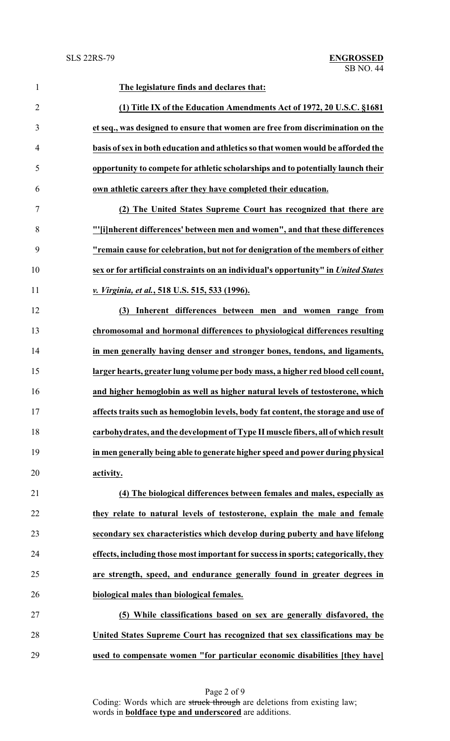**The legislature finds and declares that:**

**(1) Title IX of the Education Amendments Act of 1972, 20 U.S.C. §1681 et seq., was designed to ensure that women are free from discrimination on the basis of sex in both education and athletics so that women would be afforded the opportunity to compete for athletic scholarships and to potentially launch their own athletic careers after they have completed their education.**

**(2) The United States Supreme Court has recognized that there are "'[i]nherent differences' between men and women", and that these differences "remain cause for celebration, but not for denigration of the members of either sex or for artificial constraints on an individual's opportunity" in *United States v. Virginia, et al.*, 518 U.S. 515, 533 (1996).**

**(3) Inherent differences between men and women range from chromosomal and hormonal differences to physiological differences resulting in men generally having denser and stronger bones, tendons, and ligaments, larger hearts, greater lung volume per body mass, a higher red blood cell count, and higher hemoglobin as well as higher natural levels of testosterone, which affects traits such as hemoglobin levels, body fat content, the storage and use of carbohydrates, and the development of Type II muscle fibers, all of which result in men generally being able to generate higher speed and power during physical activity.**

**(4) The biological differences between females and males, especially as they relate to natural levels of testosterone, explain the male and female secondary sex characteristics which develop during puberty and have lifelong effects, including those most important for success in sports; categorically, they are strength, speed, and endurance generally found in greater degrees in biological males than biological females.**

**(5) While classifications based on sex are generally disfavored, the United States Supreme Court has recognized that sex classifications may be used to compensate women "for particular economic disabilities [they have]**

Coding: Words which are ~~struck through~~ are deletions from existing law; words in **boldface type and underscored** are additions.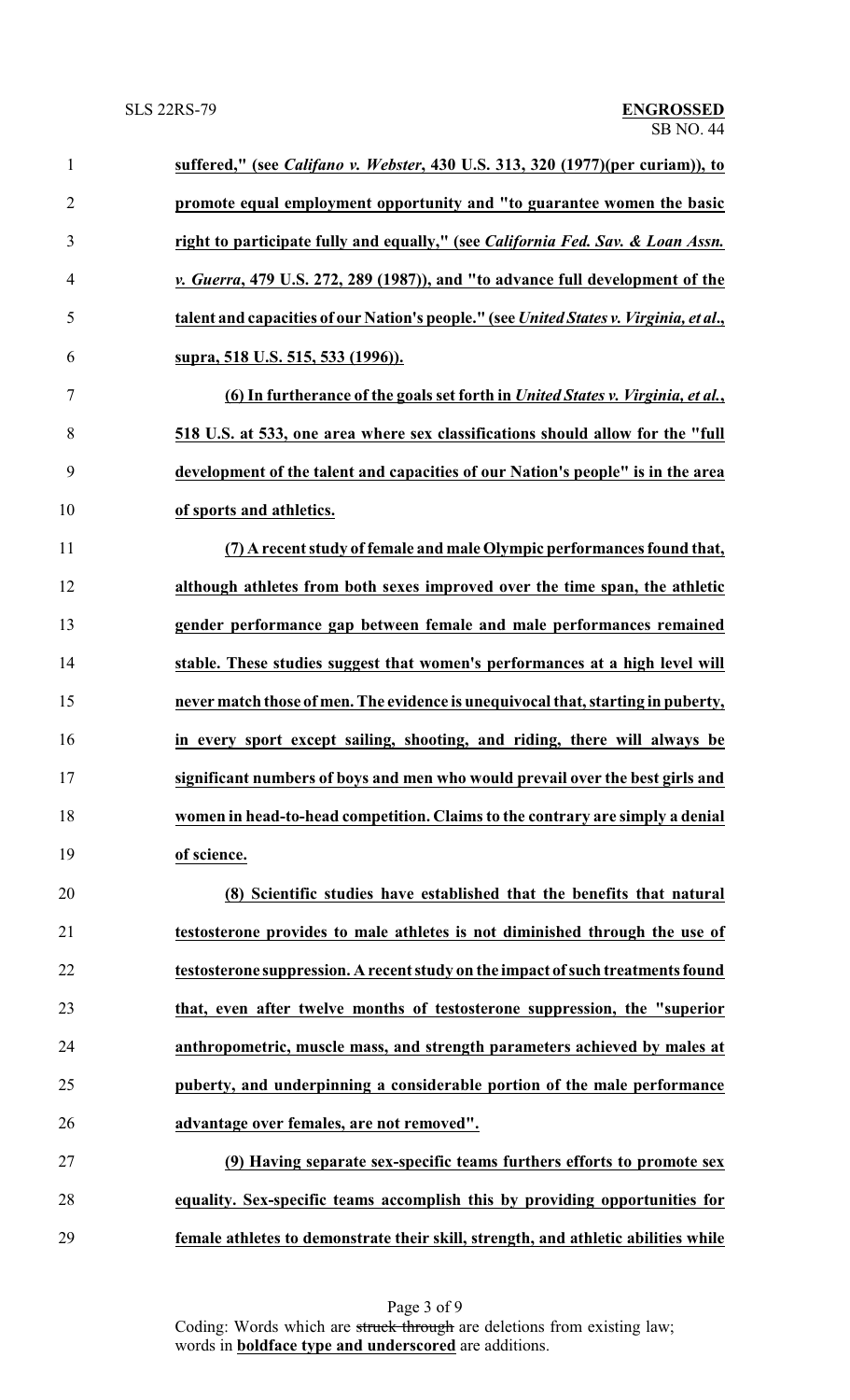**suffered," (see *Californo v. Webster*, 430 U.S. 313, 320 (1977)(per curiam)), to promote equal employment opportunity and "to guarantee women the basic right to participate fully and equally," (see *California Fed. Sav. & Loan Assn. v. Guerra*, 479 U.S. 272, 289 (1987)), and "to advance full development of the talent and capacities of our Nation's people." (see *United States v. Virginia, et al*., supra, 518 U.S. 515, 533 (1996)).**

**(6) In furtherance of the goals set forth in *United States v. Virginia, et al.*, 518 U.S. at 533, one area where sex classifications should allow for the "full development of the talent and capacities of our Nation's people" is in the area of sports and athletics.**

**(7) A recent study of female and male Olympic performances found that, although athletes from both sexes improved over the time span, the athletic gender performance gap between female and male performances remained stable. These studies suggest that women's performances at a high level will never match those of men. The evidence is unequivocal that, starting in puberty, in every sport except sailing, shooting, and riding, there will always be significant numbers of boys and men who would prevail over the best girls and women in head-to-head competition. Claims to the contrary are simply a denial of science.**

**(8) Scientific studies have established that the benefits that natural testosterone provides to male athletes is not diminished through the use of testosterone suppression. A recent study on the impact of such treatments found that, even after twelve months of testosterone suppression, the "superior anthropometric, muscle mass, and strength parameters achieved by males at puberty, and underpinning a considerable portion of the male performance advantage over females, are not removed".**

**(9) Having separate sex-specific teams furthers efforts to promote sex equality. Sex-specific teams accomplish this by providing opportunities for female athletes to demonstrate their skill, strength, and athletic abilities while**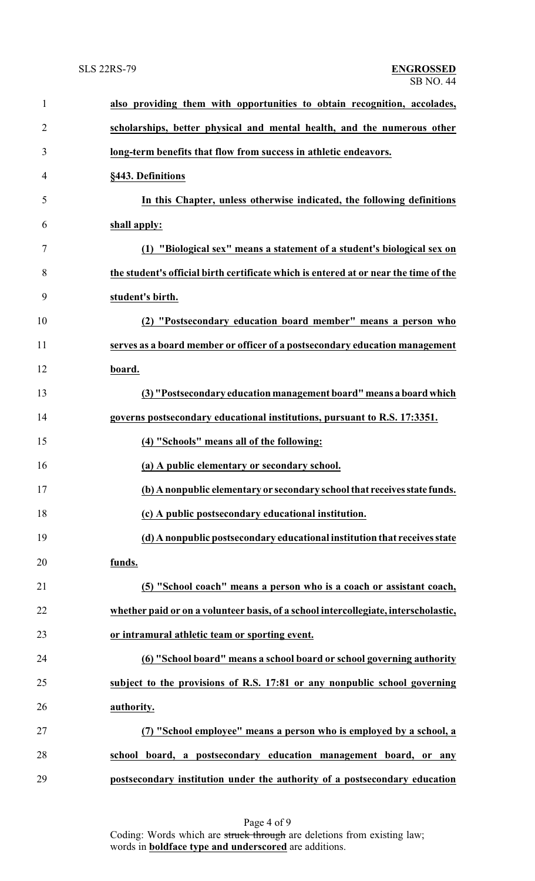**also providing them with opportunities to obtain recognition, accolades, scholarships, better physical and mental health, and the numerous other long-term benefits that flow from success in athletic endeavors.**

**§443. Definitions**

**In this Chapter, unless otherwise indicated, the following definitions shall apply:**

**(1) "Biological sex" means a statement of a student's biological sex on the student's official birth certificate which is entered at or near the time of the student's birth.**

**(2) "Postsecondary education board member" means a person who serves as a board member or officer of a postsecondary education management board.**

**(3) "Postsecondary education management board" means a board which governs postsecondary educational institutions, pursuant to R.S. 17:3351.**

**(4) "Schools" means all of the following:**

**(a) A public elementary or secondary school.**

**(b) A nonpublic elementary or secondary school that receives state funds.**

**(c) A public postsecondary educational institution.**

**(d) A nonpublic postsecondary educational institution that receives state funds.**

**(5) "School coach" means a person who is a coach or assistant coach, whether paid or on a volunteer basis, of a school intercollegiate, interscholastic, or intramural athletic team or sporting event.**

**(6) "School board" means a school board or school governing authority subject to the provisions of R.S. 17:81 or any nonpublic school governing authority.**

**(7) "School employee" means a person who is employed by a school, a school board, a postsecondary education management board, or any postsecondary institution under the authority of a postsecondary education**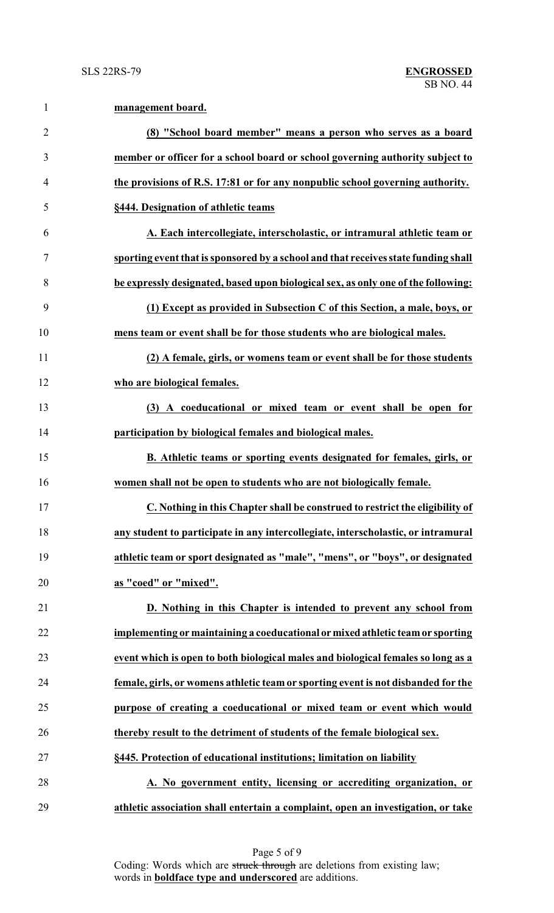**management board.**

**(8) "School board member" means a person who serves as a board member or officer for a school board or school governing authority subject to the provisions of R.S. 17:81 or for any nonpublic school governing authority.**

**§444. Designation of athletic teams**

**A. Each intercollegiate, interscholastic, or intramural athletic team or sporting event that is sponsored by a school and that receives state funding shall be expressly designated, based upon biological sex, as only one of the following:**

**(1) Except as provided in Subsection C of this Section, a male, boys, or mens team or event shall be for those students who are biological males.**

**(2) A female, girls, or womens team or event shall be for those students who are biological females.**

**(3) A coeducational or mixed team or event shall be open for participation by biological females and biological males.**

**B. Athletic teams or sporting events designated for females, girls, or women shall not be open to students who are not biologically female.**

**C. Nothing in this Chapter shall be construed to restrict the eligibility of any student to participate in any intercollegiate, interscholastic, or intramural athletic team or sport designated as "male", "mens", or "boys", or designated as "coed" or "mixed".**

**D. Nothing in this Chapter is intended to prevent any school from implementing or maintaining a coeducational or mixed athletic team or sporting event which is open to both biological males and biological females so long as a female, girls, or womens athletic team or sporting event is not disbanded for the purpose of creating a coeducational or mixed team or event which would thereby result to the detriment of students of the female biological sex.**

**§445. Protection of educational institutions; limitation on liability**

**A. No government entity, licensing or accrediting organization, or athletic association shall entertain a complaint, open an investigation, or take**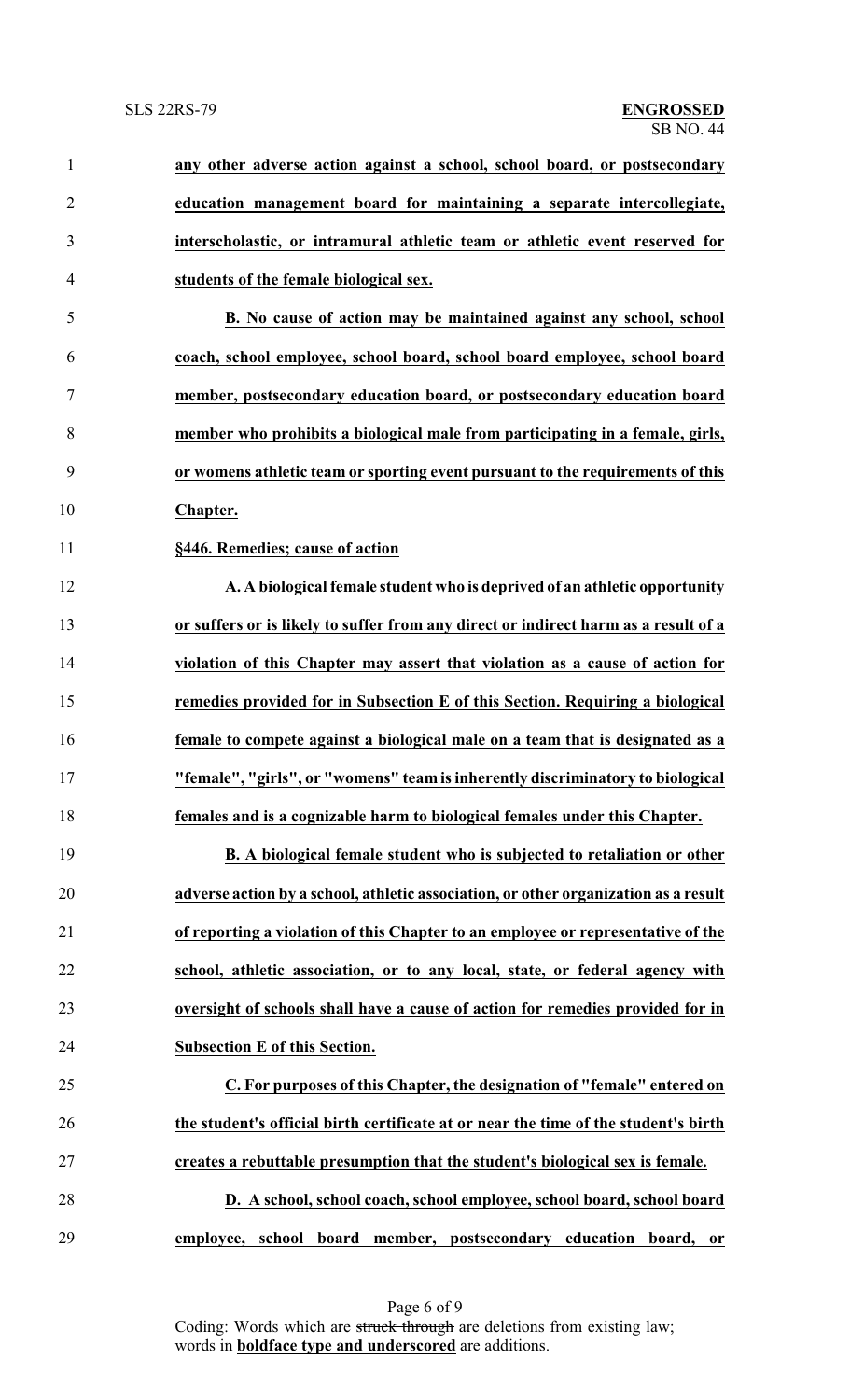**any other adverse action against a school, school board, or postsecondary education management board for maintaining a separate intercollegiate, interscholastic, or intramural athletic team or athletic event reserved for students of the female biological sex.**

**B. No cause of action may be maintained against any school, school coach, school employee, school board, school board employee, school board member, postsecondary education board, or postsecondary education board member who prohibits a biological male from participating in a female, girls, or womens athletic team or sporting event pursuant to the requirements of this Chapter.**

**§446. Remedies; cause of action**

**A. A biological female student who is deprived of an athletic opportunity or suffers or is likely to suffer from any direct or indirect harm as a result of a violation of this Chapter may assert that violation as a cause of action for remedies provided for in Subsection E of this Section. Requiring a biological female to compete against a biological male on a team that is designated as a "female", "girls", or "womens" team is inherently discriminatory to biological females and is a cognizable harm to biological females under this Chapter.**

**B. A biological female student who is subjected to retaliation or other adverse action by a school, athletic association, or other organization as a result of reporting a violation of this Chapter to an employee or representative of the school, athletic association, or to any local, state, or federal agency with oversight of schools shall have a cause of action for remedies provided for in Subsection E of this Section.**

**C. For purposes of this Chapter, the designation of "female" entered on the student's official birth certificate at or near the time of the student's birth creates a rebuttable presumption that the student's biological sex is female.**

**D. A school, school coach, school employee, school board, school board employee, school board member, postsecondary education board, or**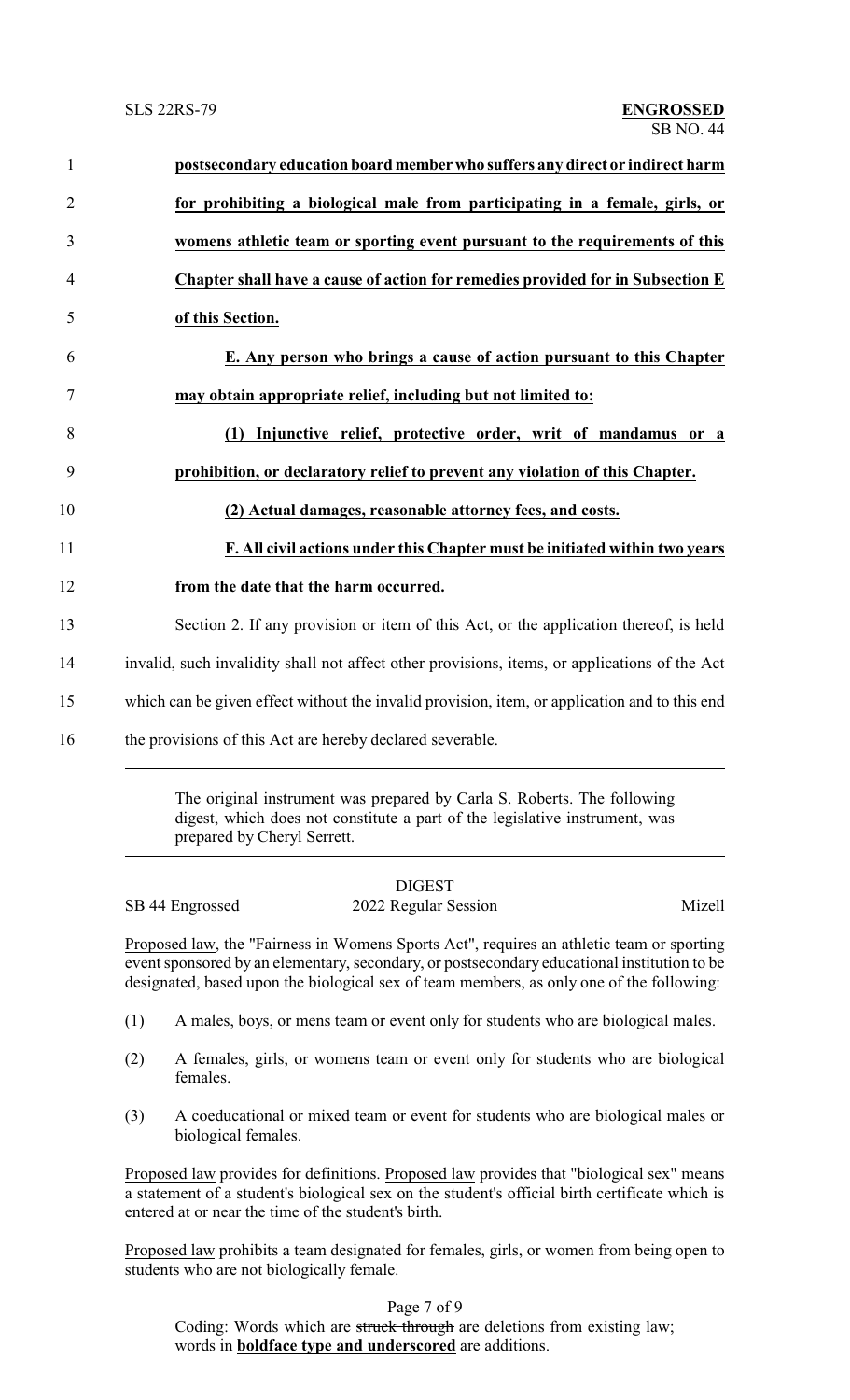**postsecondary education board member who suffers any direct or indirect harm for prohibiting a biological male from participating in a female, girls, or womens athletic team or sporting event pursuant to the requirements of this Chapter shall have a cause of action for remedies provided for in Subsection E of this Section.**

**E. Any person who brings a cause of action pursuant to this Chapter may obtain appropriate relief, including but not limited to:**

**(1) Injunctive relief, protective order, writ of mandamus or a prohibition, or declaratory relief to prevent any violation of this Chapter.**

**(2) Actual damages, reasonable attorney fees, and costs.**

**F. All civil actions under this Chapter must be initiated within two years from the date that the harm occurred.**

Section 2. If any provision or item of this Act, or the application thereof, is held invalid, such invalidity shall not affect other provisions, items, or applications of the Act which can be given effect without the invalid provision, item, or application and to this end the provisions of this Act are hereby declared severable.

---

The original instrument was prepared by Carla S. Roberts. The following digest, which does not constitute a part of the legislative instrument, was prepared by Cheryl Serrett.

---

DIGEST

SB 44 Engrossed 2022 Regular Session Mizell

Proposed law, the "Fairness in Womens Sports Act", requires an athletic team or sporting event sponsored by an elementary, secondary, or postsecondary educational institution to be designated, based upon the biological sex of team members, as only one of the following:

(1) A males, boys, or mens team or event only for students who are biological males.

(2) A females, girls, or womens team or event only for students who are biological females.

(3) A coeducational or mixed team or event for students who are biological males or biological females.

Proposed law provides for definitions. Proposed law provides that "biological sex" means a statement of a student's biological sex on the student's official birth certificate which is entered at or near the time of the student's birth.

Proposed law prohibits a team designated for females, girls, or women from being open to students who are not biologically female.

Coding: Words which are ~~struck through~~ are deletions from existing law; words in **boldface type and underscored** are additions.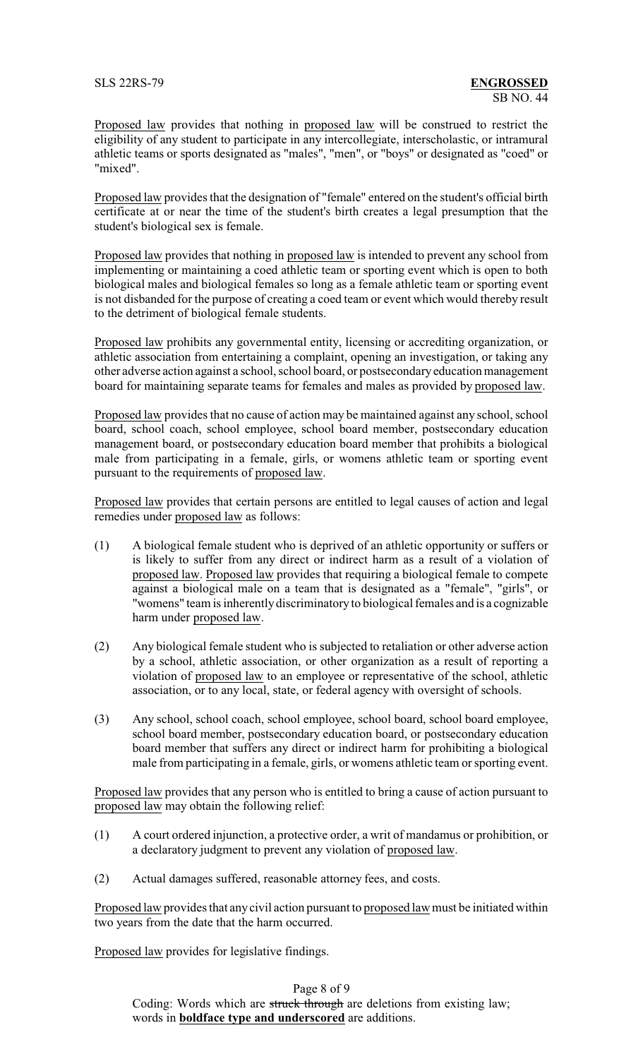Proposed law provides that nothing in proposed law will be construed to restrict the eligibility of any student to participate in any intercollegiate, interscholastic, or intramural athletic teams or sports designated as "males", "men", or "boys" or designated as "coed" or "mixed".

Proposed law provides that the designation of "female" entered on the student's official birth certificate at or near the time of the student's birth creates a legal presumption that the student's biological sex is female.

Proposed law provides that nothing in proposed law is intended to prevent any school from implementing or maintaining a coed athletic team or sporting event which is open to both biological males and biological females so long as a female athletic team or sporting event is not disbanded for the purpose of creating a coed team or event which would thereby result to the detriment of biological female students.

Proposed law prohibits any governmental entity, licensing or accrediting organization, or athletic association from entertaining a complaint, opening an investigation, or taking any other adverse action against a school, school board, or postsecondary education management board for maintaining separate teams for females and males as provided by proposed law.

Proposed law provides that no cause of action may be maintained against any school, school board, school coach, school employee, school board member, postsecondary education management board, or postsecondary education board member that prohibits a biological male from participating in a female, girls, or womens athletic team or sporting event pursuant to the requirements of proposed law.

Proposed law provides that certain persons are entitled to legal causes of action and legal remedies under proposed law as follows:

(1) A biological female student who is deprived of an athletic opportunity or suffers or is likely to suffer from any direct or indirect harm as a result of a violation of proposed law. Proposed law provides that requiring a biological female to compete against a biological male on a team that is designated as a "female", "girls", or "womens" team is inherently discriminatory to biological females and is a cognizable harm under proposed law.

(2) Any biological female student who is subjected to retaliation or other adverse action by a school, athletic association, or other organization as a result of reporting a violation of proposed law to an employee or representative of the school, athletic association, or to any local, state, or federal agency with oversight of schools.

(3) Any school, school coach, school employee, school board, school board employee, school board member, postsecondary education board, or postsecondary education board member that suffers any direct or indirect harm for prohibiting a biological male from participating in a female, girls, or womens athletic team or sporting event.

Proposed law provides that any person who is entitled to bring a cause of action pursuant to proposed law may obtain the following relief:

(1) A court ordered injunction, a protective order, a writ of mandamus or prohibition, or a declaratory judgment to prevent any violation of proposed law.

(2) Actual damages suffered, reasonable attorney fees, and costs.

Proposed law provides that any civil action pursuant to proposed law must be initiated within two years from the date that the harm occurred.

Proposed law provides for legislative findings.

Coding: Words which are ~~struck through~~ are deletions from existing law; words in **boldface type and underscored** are additions.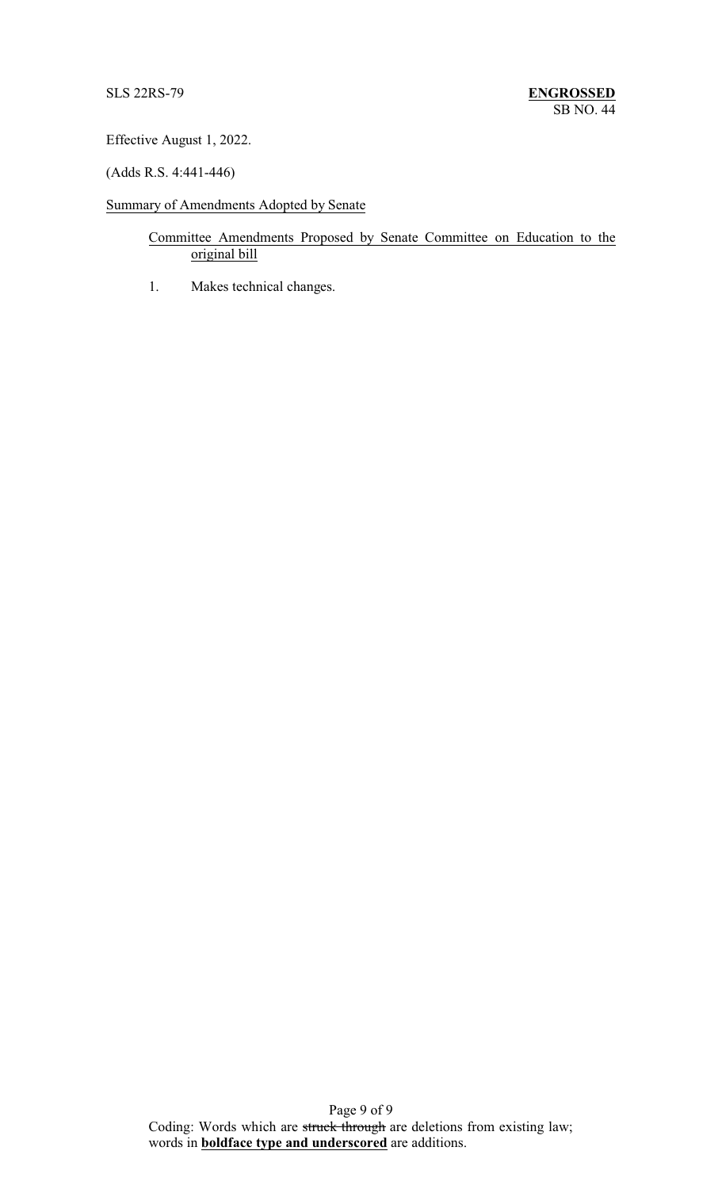Effective August 1, 2022.

(Adds R.S. 4:441-446)

Summary of Amendments Adopted by Senate

Committee Amendments Proposed by Senate Committee on Education to the original bill

1. Makes technical changes.